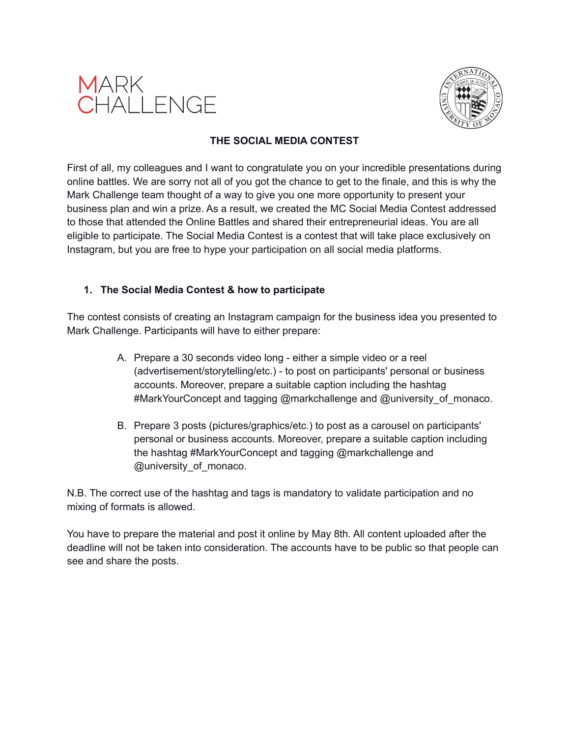MARK CHALLENGE

# THE SOCIAL MEDIA CONTEST

First of all, my colleagues and I want to congratulate you on your incredible presentations during online battles. We are sorry not all of you got the chance to get to the finale, and this is why the Mark Challenge team thought of a way to give you one more opportunity to present your business plan and win a prize. As a result, we created the MC Social Media Contest addressed to those that attended the Online Battles and shared their entrepreneurial ideas. You are all eligible to participate. The Social Media Contest is a contest that will take place exclusively on Instagram, but you are free to hype your participation on all social media platforms.

## 1. The Social Media Contest & how to participate

The contest consists of creating an Instagram campaign for the business idea you presented to Mark Challenge. Participants will have to either prepare:

A. Prepare a 30 seconds video long - either a simple video or a reel (advertisement/storytelling/etc.) - to post on participants' personal or business accounts. Moreover, prepare a suitable caption including the hashtag #MarkYourConcept and tagging @markchallenge and @university_of_monaco.

B. Prepare 3 posts (pictures/graphics/etc.) to post as a carousel on participants' personal or business accounts. Moreover, prepare a suitable caption including the hashtag #MarkYourConcept and tagging @markchallenge and @university_of_monaco.

N.B. The correct use of the hashtag and tags is mandatory to validate participation and no mixing of formats is allowed.

You have to prepare the material and post it online by May 8th. All content uploaded after the deadline will not be taken into consideration. The accounts have to be public so that people can see and share the posts.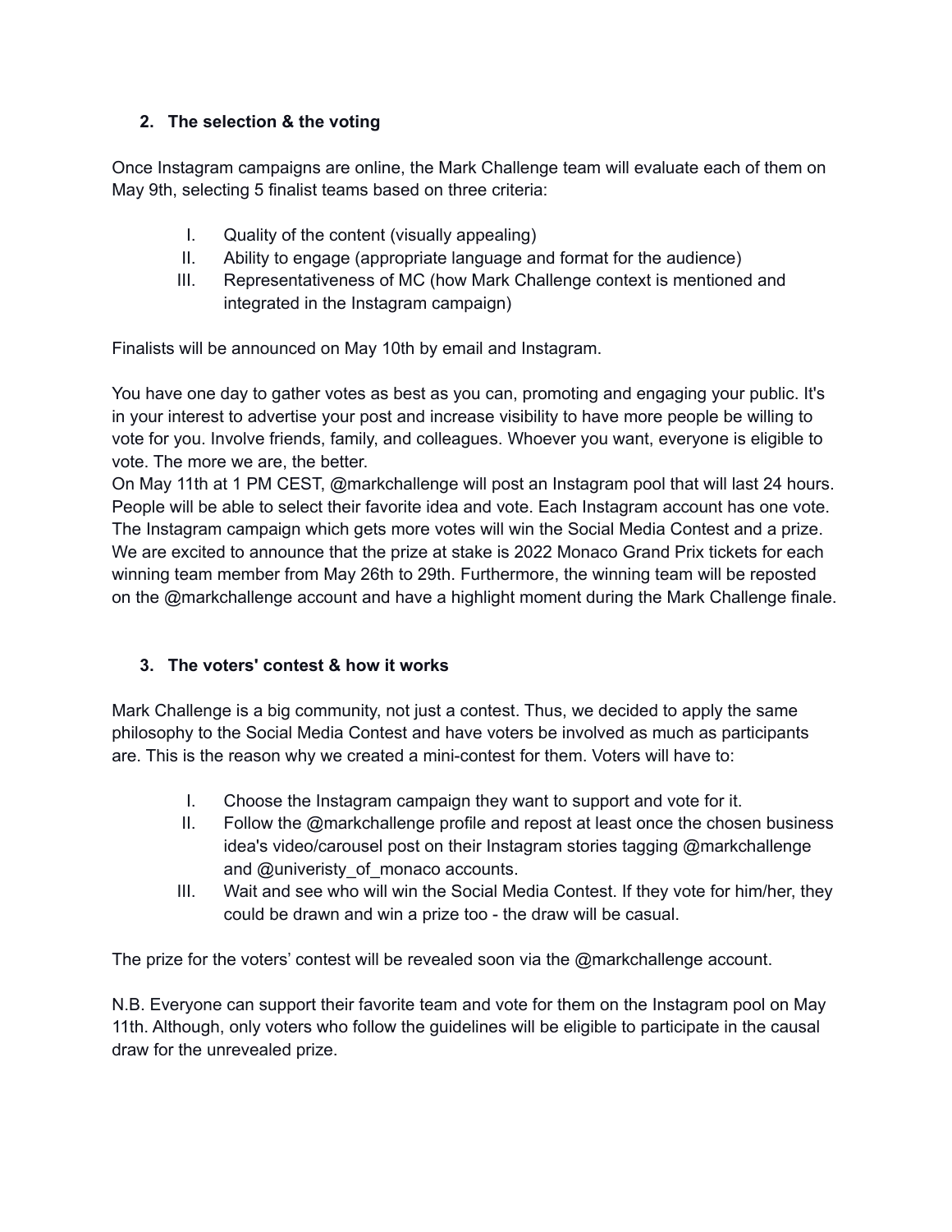## 2. The selection & the voting

Once Instagram campaigns are online, the Mark Challenge team will evaluate each of them on May 9th, selecting 5 finalist teams based on three criteria:

I. Quality of the content (visually appealing)
II. Ability to engage (appropriate language and format for the audience)
III. Representativeness of MC (how Mark Challenge context is mentioned and integrated in the Instagram campaign)

Finalists will be announced on May 10th by email and Instagram.

You have one day to gather votes as best as you can, promoting and engaging your public. It's in your interest to advertise your post and increase visibility to have more people be willing to vote for you. Involve friends, family, and colleagues. Whoever you want, everyone is eligible to vote. The more we are, the better.
On May 11th at 1 PM CEST, @markchallenge will post an Instagram pool that will last 24 hours. People will be able to select their favorite idea and vote. Each Instagram account has one vote. The Instagram campaign which gets more votes will win the Social Media Contest and a prize. We are excited to announce that the prize at stake is 2022 Monaco Grand Prix tickets for each winning team member from May 26th to 29th. Furthermore, the winning team will be reposted on the @markchallenge account and have a highlight moment during the Mark Challenge finale.

## 3. The voters' contest & how it works

Mark Challenge is a big community, not just a contest. Thus, we decided to apply the same philosophy to the Social Media Contest and have voters be involved as much as participants are. This is the reason why we created a mini-contest for them. Voters will have to:

I. Choose the Instagram campaign they want to support and vote for it.
II. Follow the @markchallenge profile and repost at least once the chosen business idea's video/carousel post on their Instagram stories tagging @markchallenge and @univeristy_of_monaco accounts.
III. Wait and see who will win the Social Media Contest. If they vote for him/her, they could be drawn and win a prize too - the draw will be casual.

The prize for the voters' contest will be revealed soon via the @markchallenge account.

N.B. Everyone can support their favorite team and vote for them on the Instagram pool on May 11th. Although, only voters who follow the guidelines will be eligible to participate in the causal draw for the unrevealed prize.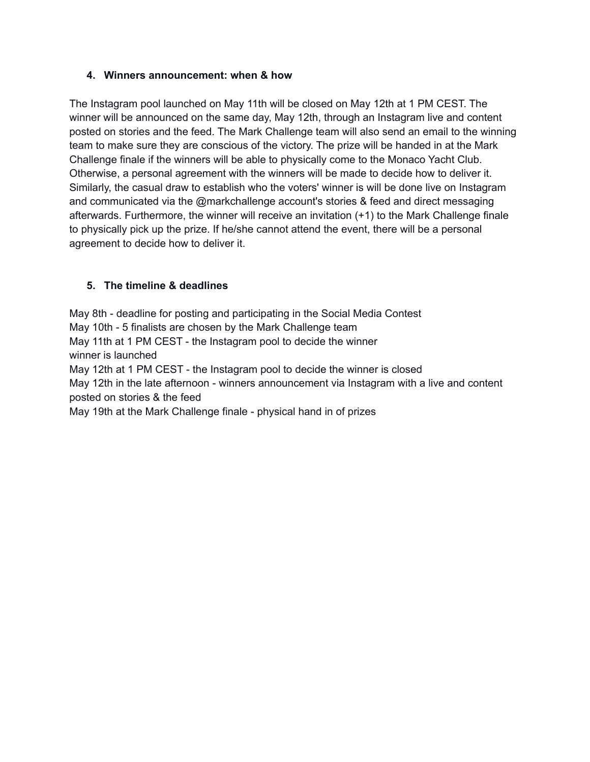4. **Winners announcement: when & how**

The Instagram pool launched on May 11th will be closed on May 12th at 1 PM CEST. The winner will be announced on the same day, May 12th, through an Instagram live and content posted on stories and the feed. The Mark Challenge team will also send an email to the winning team to make sure they are conscious of the victory. The prize will be handed in at the Mark Challenge finale if the winners will be able to physically come to the Monaco Yacht Club. Otherwise, a personal agreement with the winners will be made to decide how to deliver it. Similarly, the casual draw to establish who the voters' winner is will be done live on Instagram and communicated via the @markchallenge account's stories & feed and direct messaging afterwards. Furthermore, the winner will receive an invitation (+1) to the Mark Challenge finale to physically pick up the prize. If he/she cannot attend the event, there will be a personal agreement to decide how to deliver it.

5. **The timeline & deadlines**

May 8th - deadline for posting and participating in the Social Media Contest
May 10th - 5 finalists are chosen by the Mark Challenge team
May 11th at 1 PM CEST - the Instagram pool to decide the winner
winner is launched
May 12th at 1 PM CEST - the Instagram pool to decide the winner is closed
May 12th in the late afternoon - winners announcement via Instagram with a live and content posted on stories & the feed
May 19th at the Mark Challenge finale - physical hand in of prizes